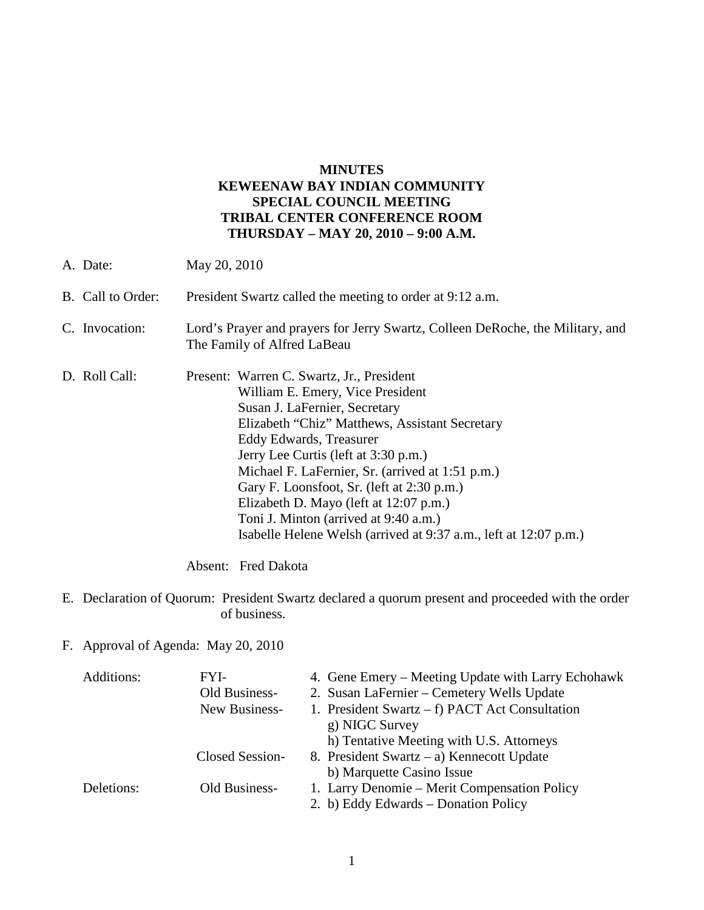**MINUTES**
**KEWEENAW BAY INDIAN COMMUNITY**
**SPECIAL COUNCIL MEETING**
**TRIBAL CENTER CONFERENCE ROOM**
**THURSDAY – MAY 20, 2010 – 9:00 A.M.**

A. Date: May 20, 2010

B. Call to Order: President Swartz called the meeting to order at 9:12 a.m.

C. Invocation: Lord's Prayer and prayers for Jerry Swartz, Colleen DeRoche, the Military, and The Family of Alfred LaBeau

D. Roll Call: Present:
- Warren C. Swartz, Jr., President
- William E. Emery, Vice President
- Susan J. LaFernier, Secretary
- Elizabeth "Chiz" Matthews, Assistant Secretary
- Eddy Edwards, Treasurer
- Jerry Lee Curtis (left at 3:30 p.m.)
- Michael F. LaFernier, Sr. (arrived at 1:51 p.m.)
- Gary F. Loonsfoot, Sr. (left at 2:30 p.m.)
- Elizabeth D. Mayo (left at 12:07 p.m.)
- Toni J. Minton (arrived at 9:40 a.m.)
- Isabelle Helene Welsh (arrived at 9:37 a.m., left at 12:07 p.m.)

Absent: Fred Dakota

E. Declaration of Quorum: President Swartz declared a quorum present and proceeded with the order of business.

F. Approval of Agenda: May 20, 2010

Additions:
- FYI- 4. Gene Emery – Meeting Update with Larry Echohawk
- Old Business- 2. Susan LaFernier – Cemetery Wells Update
- New Business- 1. President Swartz – f) PACT Act Consultation
  - g) NIGC Survey
  - h) Tentative Meeting with U.S. Attorneys
- Closed Session- 8. President Swartz – a) Kennecott Update
  - b) Marquette Casino Issue

Deletions:
- Old Business- 1. Larry Denomie – Merit Compensation Policy
  - 2. b) Eddy Edwards – Donation Policy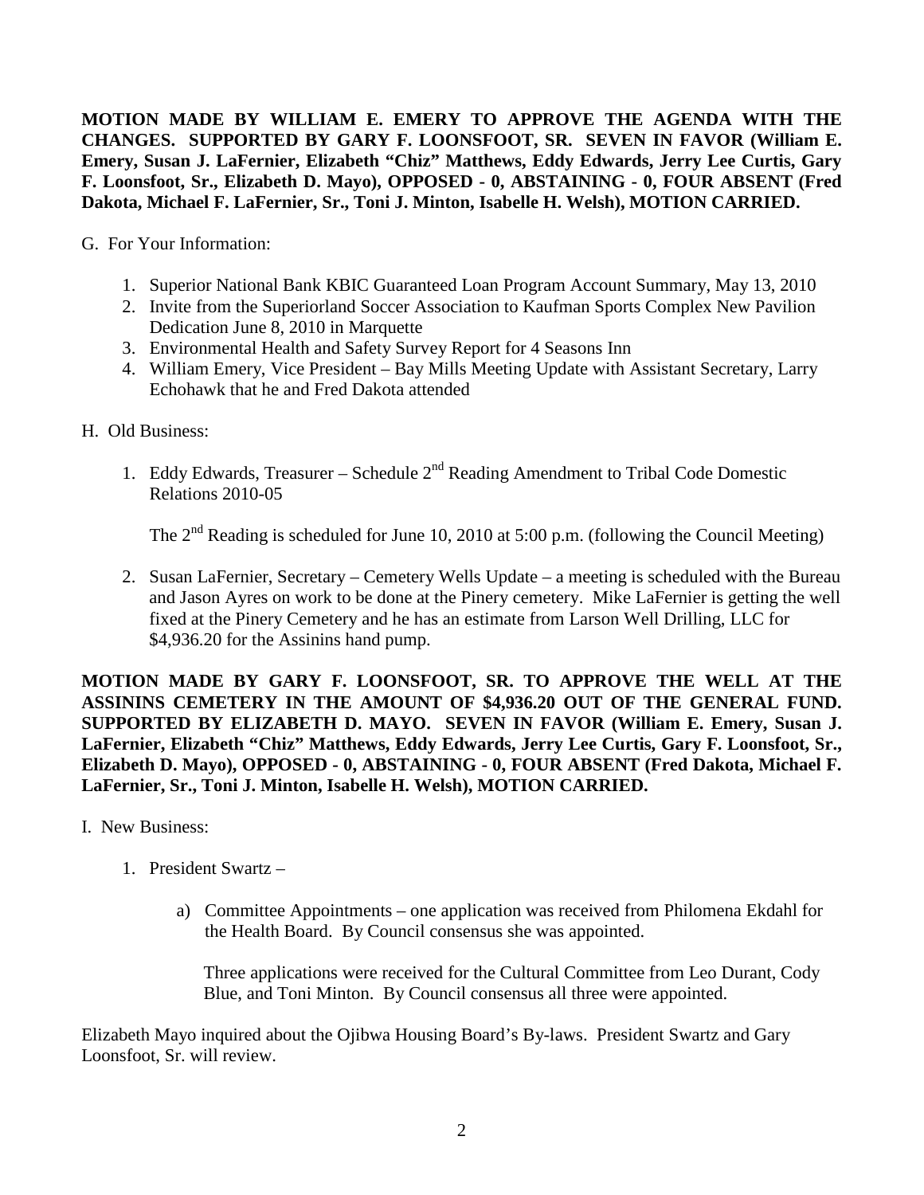**MOTION MADE BY WILLIAM E. EMERY TO APPROVE THE AGENDA WITH THE CHANGES. SUPPORTED BY GARY F. LOONSFOOT, SR. SEVEN IN FAVOR (William E. Emery, Susan J. LaFernier, Elizabeth "Chiz" Matthews, Eddy Edwards, Jerry Lee Curtis, Gary F. Loonsfoot, Sr., Elizabeth D. Mayo), OPPOSED - 0, ABSTAINING - 0, FOUR ABSENT (Fred Dakota, Michael F. LaFernier, Sr., Toni J. Minton, Isabelle H. Welsh), MOTION CARRIED.**

G. For Your Information:

1. Superior National Bank KBIC Guaranteed Loan Program Account Summary, May 13, 2010
2. Invite from the Superiorland Soccer Association to Kaufman Sports Complex New Pavilion Dedication June 8, 2010 in Marquette
3. Environmental Health and Safety Survey Report for 4 Seasons Inn
4. William Emery, Vice President – Bay Mills Meeting Update with Assistant Secretary, Larry Echohawk that he and Fred Dakota attended

H. Old Business:

1. Eddy Edwards, Treasurer – Schedule 2nd Reading Amendment to Tribal Code Domestic Relations 2010-05

   The 2nd Reading is scheduled for June 10, 2010 at 5:00 p.m. (following the Council Meeting)

2. Susan LaFernier, Secretary – Cemetery Wells Update – a meeting is scheduled with the Bureau and Jason Ayres on work to be done at the Pinery cemetery. Mike LaFernier is getting the well fixed at the Pinery Cemetery and he has an estimate from Larson Well Drilling, LLC for $4,936.20 for the Assinins hand pump.

**MOTION MADE BY GARY F. LOONSFOOT, SR. TO APPROVE THE WELL AT THE ASSININS CEMETERY IN THE AMOUNT OF $4,936.20 OUT OF THE GENERAL FUND. SUPPORTED BY ELIZABETH D. MAYO. SEVEN IN FAVOR (William E. Emery, Susan J. LaFernier, Elizabeth "Chiz" Matthews, Eddy Edwards, Jerry Lee Curtis, Gary F. Loonsfoot, Sr., Elizabeth D. Mayo), OPPOSED - 0, ABSTAINING - 0, FOUR ABSENT (Fred Dakota, Michael F. LaFernier, Sr., Toni J. Minton, Isabelle H. Welsh), MOTION CARRIED.**

I. New Business:

1. President Swartz –

   a) Committee Appointments – one application was received from Philomena Ekdahl for the Health Board. By Council consensus she was appointed.

      Three applications were received for the Cultural Committee from Leo Durant, Cody Blue, and Toni Minton. By Council consensus all three were appointed.

Elizabeth Mayo inquired about the Ojibwa Housing Board's By-laws. President Swartz and Gary Loonsfoot, Sr. will review.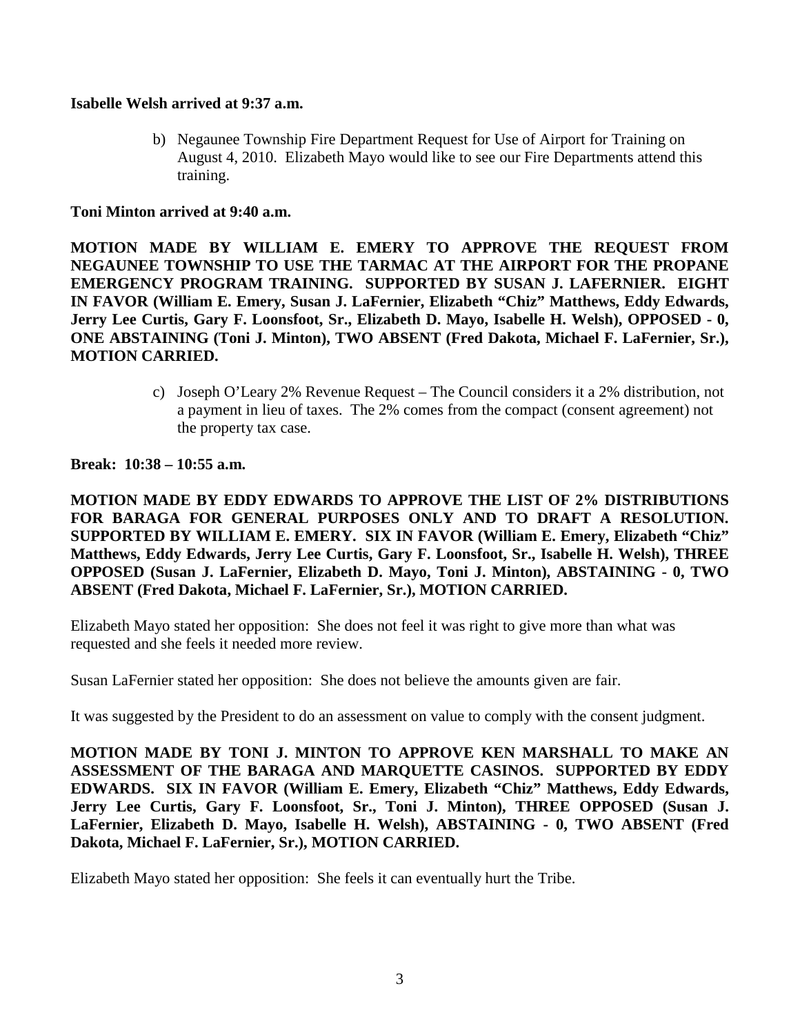**Isabelle Welsh arrived at 9:37 a.m.**

b) Negaunee Township Fire Department Request for Use of Airport for Training on August 4, 2010. Elizabeth Mayo would like to see our Fire Departments attend this training.

**Toni Minton arrived at 9:40 a.m.**

**MOTION MADE BY WILLIAM E. EMERY TO APPROVE THE REQUEST FROM NEGAUNEE TOWNSHIP TO USE THE TARMAC AT THE AIRPORT FOR THE PROPANE EMERGENCY PROGRAM TRAINING. SUPPORTED BY SUSAN J. LAFERNIER. EIGHT IN FAVOR (William E. Emery, Susan J. LaFernier, Elizabeth "Chiz" Matthews, Eddy Edwards, Jerry Lee Curtis, Gary F. Loonsfoot, Sr., Elizabeth D. Mayo, Isabelle H. Welsh), OPPOSED - 0, ONE ABSTAINING (Toni J. Minton), TWO ABSENT (Fred Dakota, Michael F. LaFernier, Sr.), MOTION CARRIED.**

c) Joseph O'Leary 2% Revenue Request – The Council considers it a 2% distribution, not a payment in lieu of taxes. The 2% comes from the compact (consent agreement) not the property tax case.

**Break: 10:38 – 10:55 a.m.**

**MOTION MADE BY EDDY EDWARDS TO APPROVE THE LIST OF 2% DISTRIBUTIONS FOR BARAGA FOR GENERAL PURPOSES ONLY AND TO DRAFT A RESOLUTION. SUPPORTED BY WILLIAM E. EMERY. SIX IN FAVOR (William E. Emery, Elizabeth "Chiz" Matthews, Eddy Edwards, Jerry Lee Curtis, Gary F. Loonsfoot, Sr., Isabelle H. Welsh), THREE OPPOSED (Susan J. LaFernier, Elizabeth D. Mayo, Toni J. Minton), ABSTAINING - 0, TWO ABSENT (Fred Dakota, Michael F. LaFernier, Sr.), MOTION CARRIED.**

Elizabeth Mayo stated her opposition: She does not feel it was right to give more than what was requested and she feels it needed more review.

Susan LaFernier stated her opposition: She does not believe the amounts given are fair.

It was suggested by the President to do an assessment on value to comply with the consent judgment.

**MOTION MADE BY TONI J. MINTON TO APPROVE KEN MARSHALL TO MAKE AN ASSESSMENT OF THE BARAGA AND MARQUETTE CASINOS. SUPPORTED BY EDDY EDWARDS. SIX IN FAVOR (William E. Emery, Elizabeth "Chiz" Matthews, Eddy Edwards, Jerry Lee Curtis, Gary F. Loonsfoot, Sr., Toni J. Minton), THREE OPPOSED (Susan J. LaFernier, Elizabeth D. Mayo, Isabelle H. Welsh), ABSTAINING - 0, TWO ABSENT (Fred Dakota, Michael F. LaFernier, Sr.), MOTION CARRIED.**

Elizabeth Mayo stated her opposition: She feels it can eventually hurt the Tribe.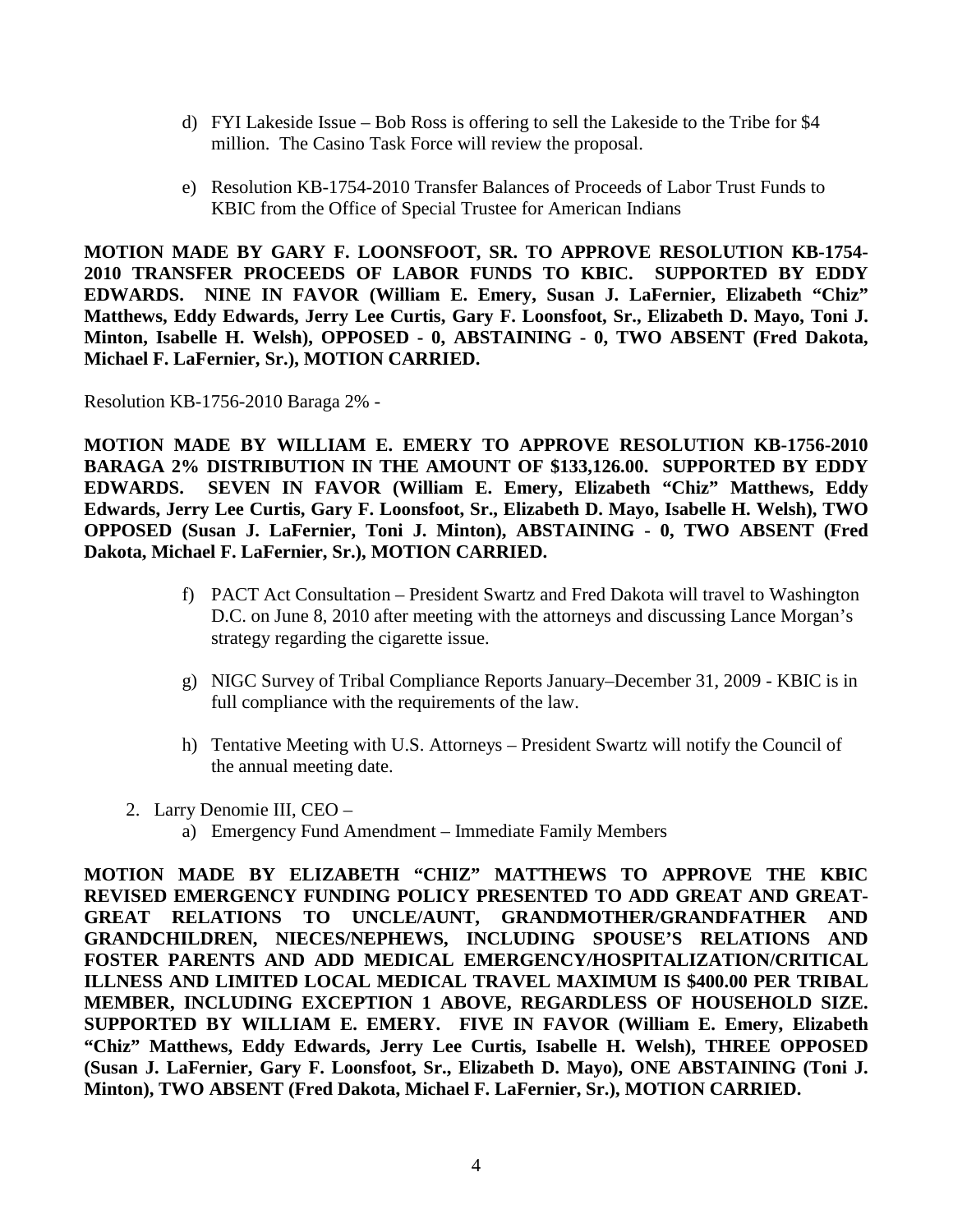d) FYI Lakeside Issue – Bob Ross is offering to sell the Lakeside to the Tribe for $4 million. The Casino Task Force will review the proposal.

e) Resolution KB-1754-2010 Transfer Balances of Proceeds of Labor Trust Funds to KBIC from the Office of Special Trustee for American Indians

**MOTION MADE BY GARY F. LOONSFOOT, SR. TO APPROVE RESOLUTION KB-1754-2010 TRANSFER PROCEEDS OF LABOR FUNDS TO KBIC. SUPPORTED BY EDDY EDWARDS. NINE IN FAVOR (William E. Emery, Susan J. LaFernier, Elizabeth "Chiz" Matthews, Eddy Edwards, Jerry Lee Curtis, Gary F. Loonsfoot, Sr., Elizabeth D. Mayo, Toni J. Minton, Isabelle H. Welsh), OPPOSED - 0, ABSTAINING - 0, TWO ABSENT (Fred Dakota, Michael F. LaFernier, Sr.), MOTION CARRIED.**

Resolution KB-1756-2010 Baraga 2% -

**MOTION MADE BY WILLIAM E. EMERY TO APPROVE RESOLUTION KB-1756-2010 BARAGA 2% DISTRIBUTION IN THE AMOUNT OF $133,126.00. SUPPORTED BY EDDY EDWARDS. SEVEN IN FAVOR (William E. Emery, Elizabeth "Chiz" Matthews, Eddy Edwards, Jerry Lee Curtis, Gary F. Loonsfoot, Sr., Elizabeth D. Mayo, Isabelle H. Welsh), TWO OPPOSED (Susan J. LaFernier, Toni J. Minton), ABSTAINING - 0, TWO ABSENT (Fred Dakota, Michael F. LaFernier, Sr.), MOTION CARRIED.**

f) PACT Act Consultation – President Swartz and Fred Dakota will travel to Washington D.C. on June 8, 2010 after meeting with the attorneys and discussing Lance Morgan's strategy regarding the cigarette issue.

g) NIGC Survey of Tribal Compliance Reports January–December 31, 2009 - KBIC is in full compliance with the requirements of the law.

h) Tentative Meeting with U.S. Attorneys – President Swartz will notify the Council of the annual meeting date.

2. Larry Denomie III, CEO –
   a) Emergency Fund Amendment – Immediate Family Members

**MOTION MADE BY ELIZABETH "CHIZ" MATTHEWS TO APPROVE THE KBIC REVISED EMERGENCY FUNDING POLICY PRESENTED TO ADD GREAT AND GREAT-GREAT RELATIONS TO UNCLE/AUNT, GRANDMOTHER/GRANDFATHER AND GRANDCHILDREN, NIECES/NEPHEWS, INCLUDING SPOUSE'S RELATIONS AND FOSTER PARENTS AND ADD MEDICAL EMERGENCY/HOSPITALIZATION/CRITICAL ILLNESS AND LIMITED LOCAL MEDICAL TRAVEL MAXIMUM IS $400.00 PER TRIBAL MEMBER, INCLUDING EXCEPTION 1 ABOVE, REGARDLESS OF HOUSEHOLD SIZE. SUPPORTED BY WILLIAM E. EMERY. FIVE IN FAVOR (William E. Emery, Elizabeth "Chiz" Matthews, Eddy Edwards, Jerry Lee Curtis, Isabelle H. Welsh), THREE OPPOSED (Susan J. LaFernier, Gary F. Loonsfoot, Sr., Elizabeth D. Mayo), ONE ABSTAINING (Toni J. Minton), TWO ABSENT (Fred Dakota, Michael F. LaFernier, Sr.), MOTION CARRIED.**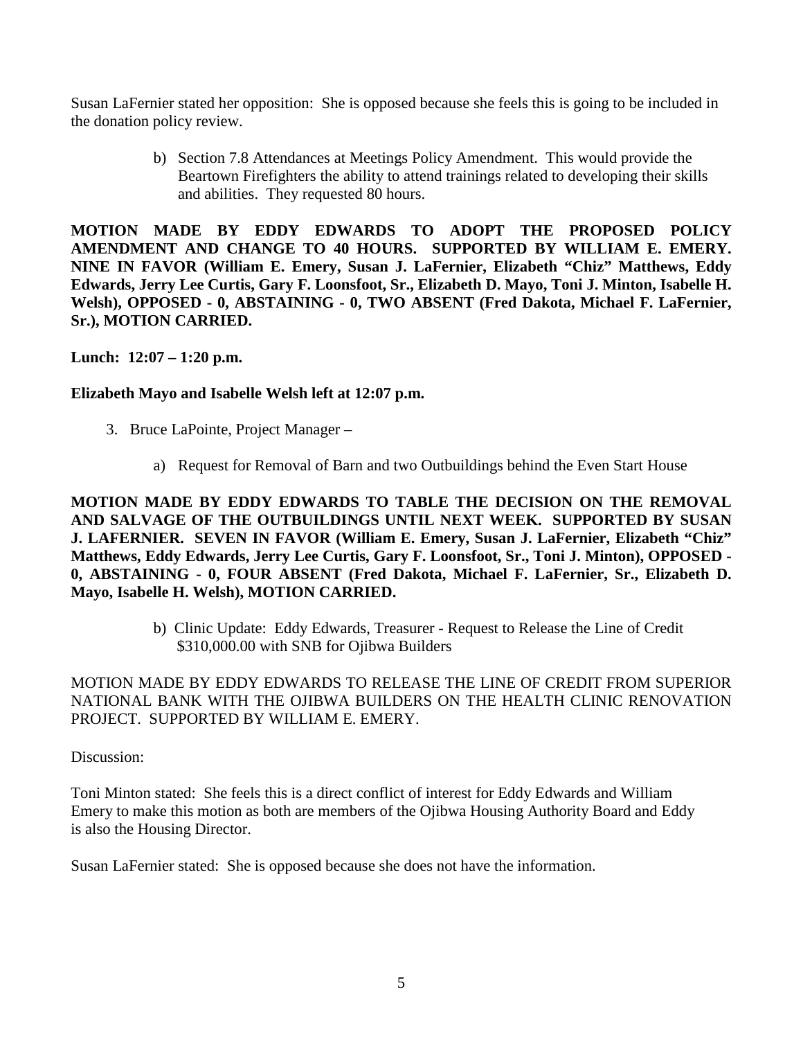Susan LaFernier stated her opposition: She is opposed because she feels this is going to be included in the donation policy review.

b) Section 7.8 Attendances at Meetings Policy Amendment. This would provide the Beartown Firefighters the ability to attend trainings related to developing their skills and abilities. They requested 80 hours.

**MOTION MADE BY EDDY EDWARDS TO ADOPT THE PROPOSED POLICY AMENDMENT AND CHANGE TO 40 HOURS. SUPPORTED BY WILLIAM E. EMERY. NINE IN FAVOR (William E. Emery, Susan J. LaFernier, Elizabeth "Chiz" Matthews, Eddy Edwards, Jerry Lee Curtis, Gary F. Loonsfoot, Sr., Elizabeth D. Mayo, Toni J. Minton, Isabelle H. Welsh), OPPOSED - 0, ABSTAINING - 0, TWO ABSENT (Fred Dakota, Michael F. LaFernier, Sr.), MOTION CARRIED.**

**Lunch: 12:07 – 1:20 p.m.**

**Elizabeth Mayo and Isabelle Welsh left at 12:07 p.m.**

3. Bruce LaPointe, Project Manager –

   a) Request for Removal of Barn and two Outbuildings behind the Even Start House

**MOTION MADE BY EDDY EDWARDS TO TABLE THE DECISION ON THE REMOVAL AND SALVAGE OF THE OUTBUILDINGS UNTIL NEXT WEEK. SUPPORTED BY SUSAN J. LAFERNIER. SEVEN IN FAVOR (William E. Emery, Susan J. LaFernier, Elizabeth "Chiz" Matthews, Eddy Edwards, Jerry Lee Curtis, Gary F. Loonsfoot, Sr., Toni J. Minton), OPPOSED - 0, ABSTAINING - 0, FOUR ABSENT (Fred Dakota, Michael F. LaFernier, Sr., Elizabeth D. Mayo, Isabelle H. Welsh), MOTION CARRIED.**

   b) Clinic Update: Eddy Edwards, Treasurer - Request to Release the Line of Credit $310,000.00 with SNB for Ojibwa Builders

MOTION MADE BY EDDY EDWARDS TO RELEASE THE LINE OF CREDIT FROM SUPERIOR NATIONAL BANK WITH THE OJIBWA BUILDERS ON THE HEALTH CLINIC RENOVATION PROJECT. SUPPORTED BY WILLIAM E. EMERY.

Discussion:

Toni Minton stated: She feels this is a direct conflict of interest for Eddy Edwards and William Emery to make this motion as both are members of the Ojibwa Housing Authority Board and Eddy is also the Housing Director.

Susan LaFernier stated: She is opposed because she does not have the information.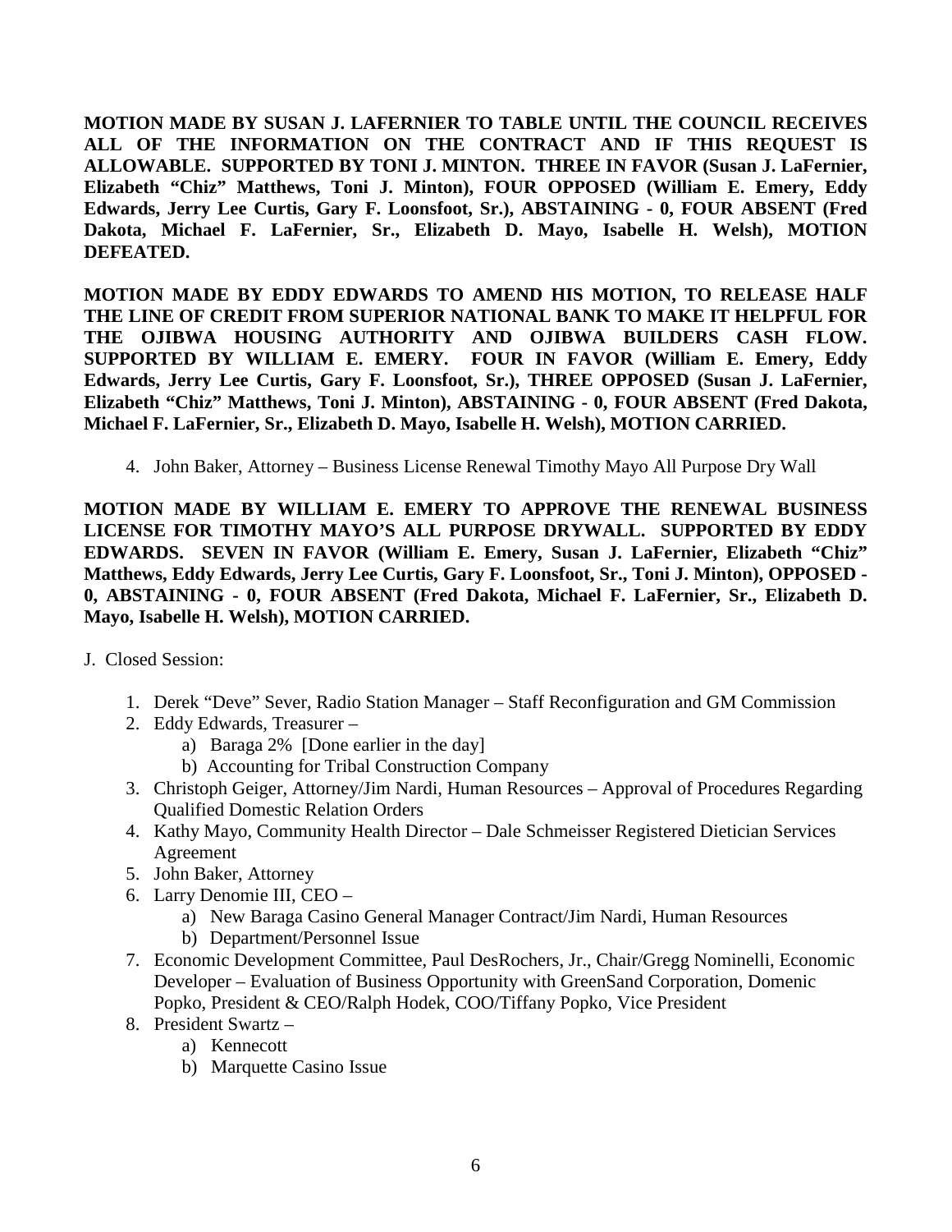**MOTION MADE BY SUSAN J. LAFERNIER TO TABLE UNTIL THE COUNCIL RECEIVES ALL OF THE INFORMATION ON THE CONTRACT AND IF THIS REQUEST IS ALLOWABLE. SUPPORTED BY TONI J. MINTON. THREE IN FAVOR (Susan J. LaFernier, Elizabeth "Chiz" Matthews, Toni J. Minton), FOUR OPPOSED (William E. Emery, Eddy Edwards, Jerry Lee Curtis, Gary F. Loonsfoot, Sr.), ABSTAINING - 0, FOUR ABSENT (Fred Dakota, Michael F. LaFernier, Sr., Elizabeth D. Mayo, Isabelle H. Welsh), MOTION DEFEATED.**

**MOTION MADE BY EDDY EDWARDS TO AMEND HIS MOTION, TO RELEASE HALF THE LINE OF CREDIT FROM SUPERIOR NATIONAL BANK TO MAKE IT HELPFUL FOR THE OJIBWA HOUSING AUTHORITY AND OJIBWA BUILDERS CASH FLOW. SUPPORTED BY WILLIAM E. EMERY. FOUR IN FAVOR (William E. Emery, Eddy Edwards, Jerry Lee Curtis, Gary F. Loonsfoot, Sr.), THREE OPPOSED (Susan J. LaFernier, Elizabeth "Chiz" Matthews, Toni J. Minton), ABSTAINING - 0, FOUR ABSENT (Fred Dakota, Michael F. LaFernier, Sr., Elizabeth D. Mayo, Isabelle H. Welsh), MOTION CARRIED.**

4. John Baker, Attorney – Business License Renewal Timothy Mayo All Purpose Dry Wall

**MOTION MADE BY WILLIAM E. EMERY TO APPROVE THE RENEWAL BUSINESS LICENSE FOR TIMOTHY MAYO'S ALL PURPOSE DRYWALL. SUPPORTED BY EDDY EDWARDS. SEVEN IN FAVOR (William E. Emery, Susan J. LaFernier, Elizabeth "Chiz" Matthews, Eddy Edwards, Jerry Lee Curtis, Gary F. Loonsfoot, Sr., Toni J. Minton), OPPOSED - 0, ABSTAINING - 0, FOUR ABSENT (Fred Dakota, Michael F. LaFernier, Sr., Elizabeth D. Mayo, Isabelle H. Welsh), MOTION CARRIED.**

J. Closed Session:

1. Derek "Deve" Sever, Radio Station Manager – Staff Reconfiguration and GM Commission
2. Eddy Edwards, Treasurer –
   a) Baraga 2% [Done earlier in the day]
   b) Accounting for Tribal Construction Company
3. Christoph Geiger, Attorney/Jim Nardi, Human Resources – Approval of Procedures Regarding Qualified Domestic Relation Orders
4. Kathy Mayo, Community Health Director – Dale Schmeisser Registered Dietician Services Agreement
5. John Baker, Attorney
6. Larry Denomie III, CEO –
   a) New Baraga Casino General Manager Contract/Jim Nardi, Human Resources
   b) Department/Personnel Issue
7. Economic Development Committee, Paul DesRochers, Jr., Chair/Gregg Nominelli, Economic Developer – Evaluation of Business Opportunity with GreenSand Corporation, Domenic Popko, President & CEO/Ralph Hodek, COO/Tiffany Popko, Vice President
8. President Swartz –
   a) Kennecott
   b) Marquette Casino Issue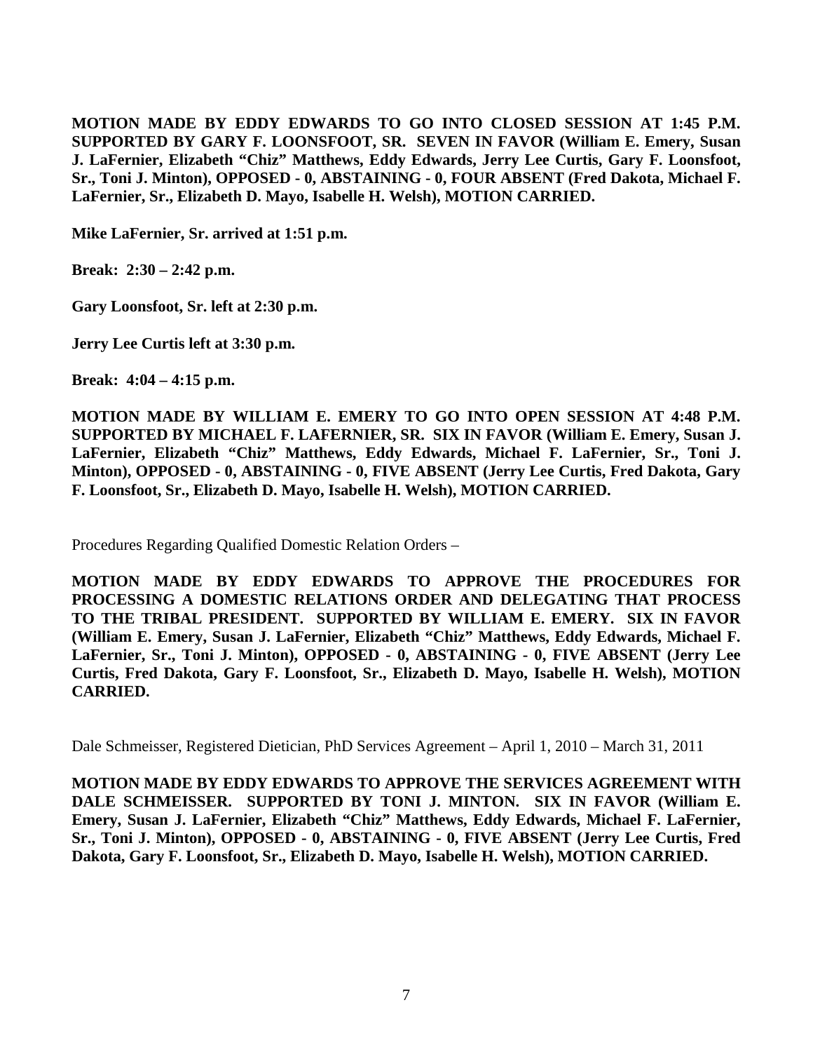**MOTION MADE BY EDDY EDWARDS TO GO INTO CLOSED SESSION AT 1:45 P.M. SUPPORTED BY GARY F. LOONSFOOT, SR. SEVEN IN FAVOR (William E. Emery, Susan J. LaFernier, Elizabeth "Chiz" Matthews, Eddy Edwards, Jerry Lee Curtis, Gary F. Loonsfoot, Sr., Toni J. Minton), OPPOSED - 0, ABSTAINING - 0, FOUR ABSENT (Fred Dakota, Michael F. LaFernier, Sr., Elizabeth D. Mayo, Isabelle H. Welsh), MOTION CARRIED.**

**Mike LaFernier, Sr. arrived at 1:51 p.m.**

**Break: 2:30 – 2:42 p.m.**

**Gary Loonsfoot, Sr. left at 2:30 p.m.**

**Jerry Lee Curtis left at 3:30 p.m.**

**Break: 4:04 – 4:15 p.m.**

**MOTION MADE BY WILLIAM E. EMERY TO GO INTO OPEN SESSION AT 4:48 P.M. SUPPORTED BY MICHAEL F. LAFERNIER, SR. SIX IN FAVOR (William E. Emery, Susan J. LaFernier, Elizabeth "Chiz" Matthews, Eddy Edwards, Michael F. LaFernier, Sr., Toni J. Minton), OPPOSED - 0, ABSTAINING - 0, FIVE ABSENT (Jerry Lee Curtis, Fred Dakota, Gary F. Loonsfoot, Sr., Elizabeth D. Mayo, Isabelle H. Welsh), MOTION CARRIED.**

Procedures Regarding Qualified Domestic Relation Orders –

**MOTION MADE BY EDDY EDWARDS TO APPROVE THE PROCEDURES FOR PROCESSING A DOMESTIC RELATIONS ORDER AND DELEGATING THAT PROCESS TO THE TRIBAL PRESIDENT. SUPPORTED BY WILLIAM E. EMERY. SIX IN FAVOR (William E. Emery, Susan J. LaFernier, Elizabeth "Chiz" Matthews, Eddy Edwards, Michael F. LaFernier, Sr., Toni J. Minton), OPPOSED - 0, ABSTAINING - 0, FIVE ABSENT (Jerry Lee Curtis, Fred Dakota, Gary F. Loonsfoot, Sr., Elizabeth D. Mayo, Isabelle H. Welsh), MOTION CARRIED.**

Dale Schmeisser, Registered Dietician, PhD Services Agreement – April 1, 2010 – March 31, 2011

**MOTION MADE BY EDDY EDWARDS TO APPROVE THE SERVICES AGREEMENT WITH DALE SCHMEISSER. SUPPORTED BY TONI J. MINTON. SIX IN FAVOR (William E. Emery, Susan J. LaFernier, Elizabeth "Chiz" Matthews, Eddy Edwards, Michael F. LaFernier, Sr., Toni J. Minton), OPPOSED - 0, ABSTAINING - 0, FIVE ABSENT (Jerry Lee Curtis, Fred Dakota, Gary F. Loonsfoot, Sr., Elizabeth D. Mayo, Isabelle H. Welsh), MOTION CARRIED.**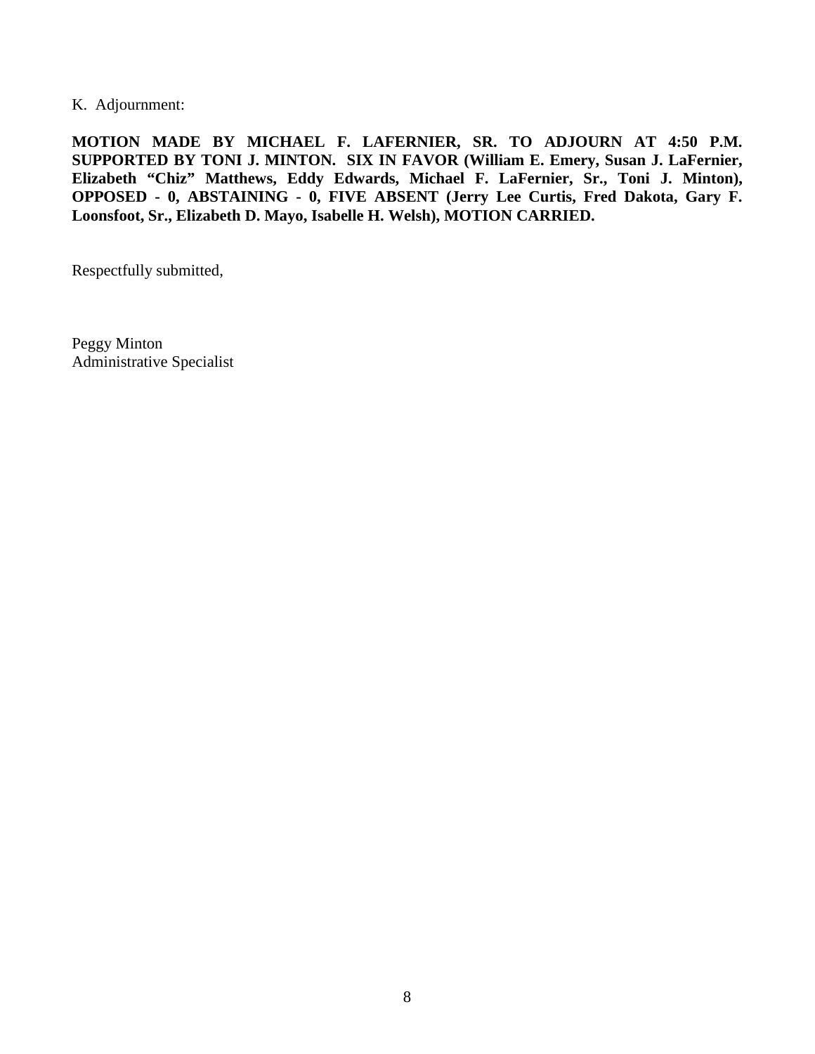K. Adjournment:

**MOTION MADE BY MICHAEL F. LAFERNIER, SR. TO ADJOURN AT 4:50 P.M. SUPPORTED BY TONI J. MINTON. SIX IN FAVOR (William E. Emery, Susan J. LaFernier, Elizabeth "Chiz" Matthews, Eddy Edwards, Michael F. LaFernier, Sr., Toni J. Minton), OPPOSED - 0, ABSTAINING - 0, FIVE ABSENT (Jerry Lee Curtis, Fred Dakota, Gary F. Loonsfoot, Sr., Elizabeth D. Mayo, Isabelle H. Welsh), MOTION CARRIED.**

Respectfully submitted,

Peggy Minton
Administrative Specialist